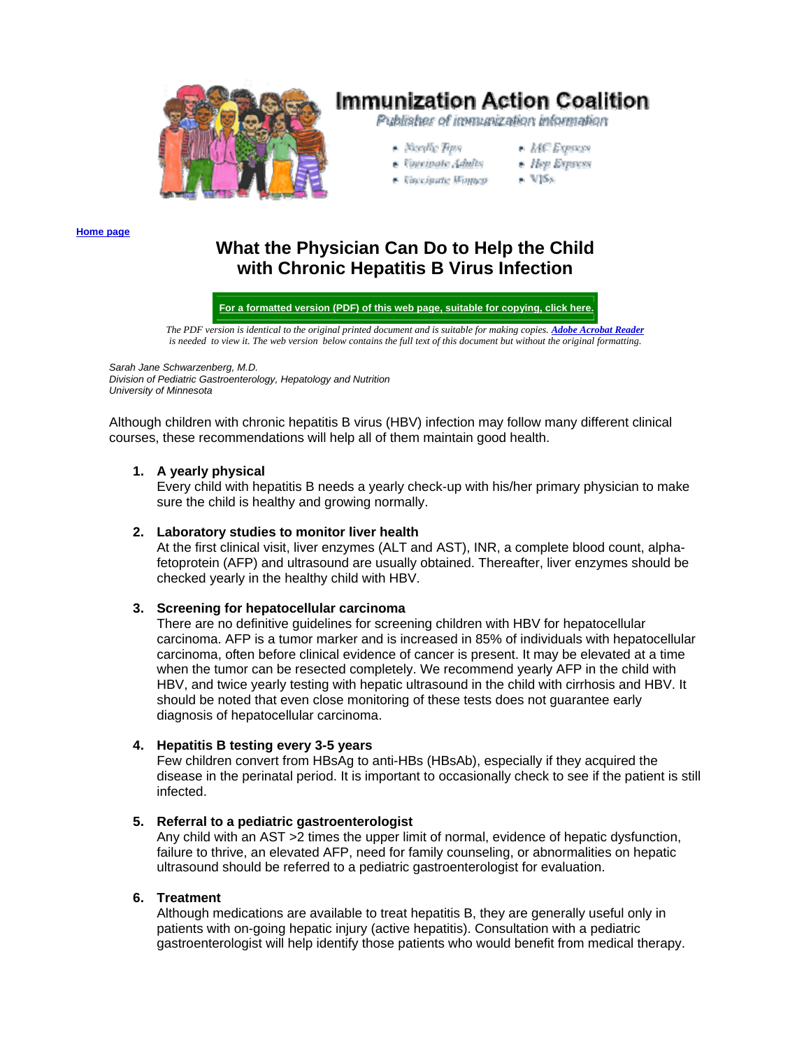# Immunization Action Coalition

*Publisher of immunization information*

- Needle Tips
- Vaccinate Adults
- Vaccinate Women
- IAC Express
- Hep Express
- VISs

Home page

## What the Physician Can Do to Help the Child with Chronic Hepatitis B Virus Infection

For a formatted version (PDF) of this web page, suitable for copying, click here.

*The PDF version is identical to the original printed document and is suitable for making copies. Adobe Acrobat Reader is needed to view it. The web version below contains the full text of this document but without the original formatting.*

*Sarah Jane Schwarzenberg, M.D.*
*Division of Pediatric Gastroenterology, Hepatology and Nutrition*
*University of Minnesota*

Although children with chronic hepatitis B virus (HBV) infection may follow many different clinical courses, these recommendations will help all of them maintain good health.

1. **A yearly physical**
   Every child with hepatitis B needs a yearly check-up with his/her primary physician to make sure the child is healthy and growing normally.

2. **Laboratory studies to monitor liver health**
   At the first clinical visit, liver enzymes (ALT and AST), INR, a complete blood count, alpha-fetoprotein (AFP) and ultrasound are usually obtained. Thereafter, liver enzymes should be checked yearly in the healthy child with HBV.

3. **Screening for hepatocellular carcinoma**
   There are no definitive guidelines for screening children with HBV for hepatocellular carcinoma. AFP is a tumor marker and is increased in 85% of individuals with hepatocellular carcinoma, often before clinical evidence of cancer is present. It may be elevated at a time when the tumor can be resected completely. We recommend yearly AFP in the child with HBV, and twice yearly testing with hepatic ultrasound in the child with cirrhosis and HBV. It should be noted that even close monitoring of these tests does not guarantee early diagnosis of hepatocellular carcinoma.

4. **Hepatitis B testing every 3-5 years**
   Few children convert from HBsAg to anti-HBs (HBsAb), especially if they acquired the disease in the perinatal period. It is important to occasionally check to see if the patient is still infected.

5. **Referral to a pediatric gastroenterologist**
   Any child with an AST >2 times the upper limit of normal, evidence of hepatic dysfunction, failure to thrive, an elevated AFP, need for family counseling, or abnormalities on hepatic ultrasound should be referred to a pediatric gastroenterologist for evaluation.

6. **Treatment**
   Although medications are available to treat hepatitis B, they are generally useful only in patients with on-going hepatic injury (active hepatitis). Consultation with a pediatric gastroenterologist will help identify those patients who would benefit from medical therapy.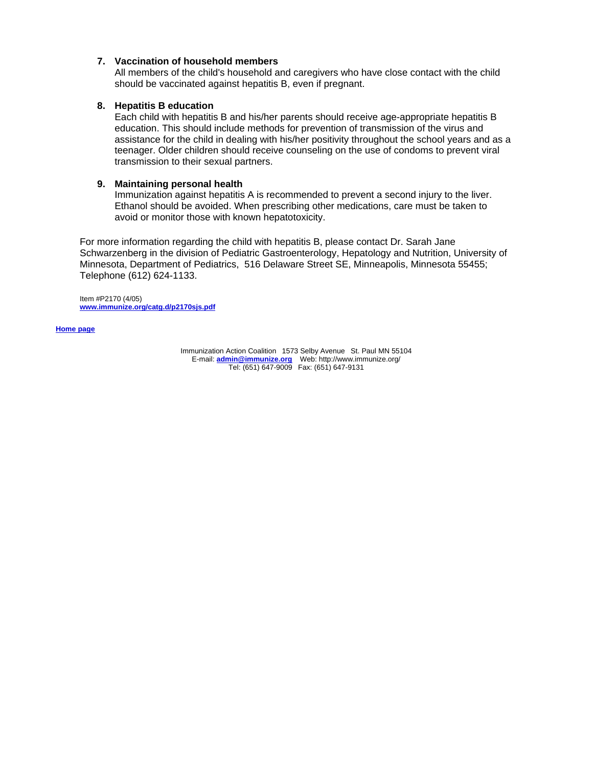7. **Vaccination of household members**
   All members of the child's household and caregivers who have close contact with the child should be vaccinated against hepatitis B, even if pregnant.

8. **Hepatitis B education**
   Each child with hepatitis B and his/her parents should receive age-appropriate hepatitis B education. This should include methods for prevention of transmission of the virus and assistance for the child in dealing with his/her positivity throughout the school years and as a teenager. Older children should receive counseling on the use of condoms to prevent viral transmission to their sexual partners.

9. **Maintaining personal health**
   Immunization against hepatitis A is recommended to prevent a second injury to the liver. Ethanol should be avoided. When prescribing other medications, care must be taken to avoid or monitor those with known hepatotoxicity.

For more information regarding the child with hepatitis B, please contact Dr. Sarah Jane Schwarzenberg in the division of Pediatric Gastroenterology, Hepatology and Nutrition, University of Minnesota, Department of Pediatrics, 516 Delaware Street SE, Minneapolis, Minnesota 55455; Telephone (612) 624-1133.

Item #P2170 (4/05)
**www.immunize.org/catg.d/p2170sjs.pdf**

**Home page**

Immunization Action Coalition 1573 Selby Avenue St. Paul MN 55104
E-mail: **admin@immunize.org** Web: http://www.immunize.org/
Tel: (651) 647-9009 Fax: (651) 647-9131